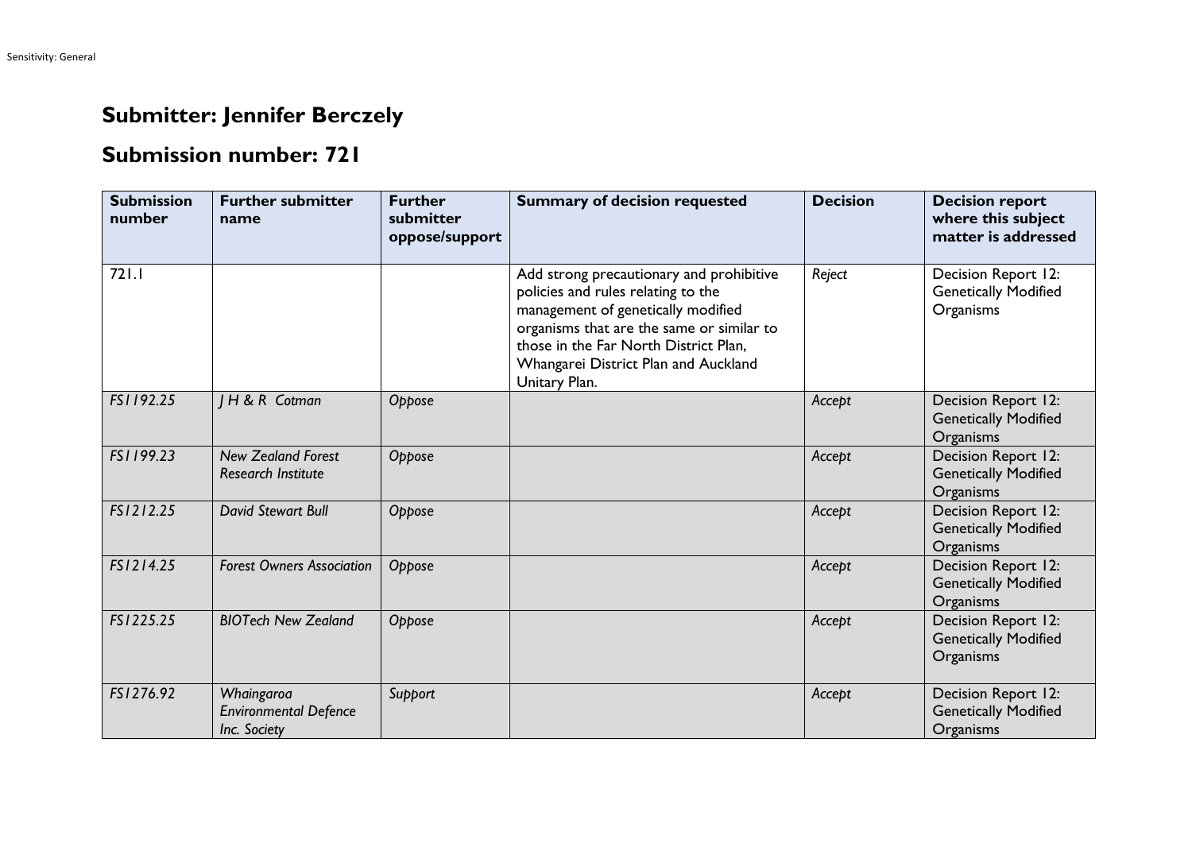## Submitter: Jennifer Berczely

## Submission number: 721

| Submission number | Further submitter name | Further submitter oppose/support | Summary of decision requested | Decision | Decision report where this subject matter is addressed |
|---|---|---|---|---|---|
| 721.1 | | | Add strong precautionary and prohibitive policies and rules relating to the management of genetically modified organisms that are the same or similar to those in the Far North District Plan, Whangarei District Plan and Auckland Unitary Plan. | *Reject* | Decision Report 12: Genetically Modified Organisms |
| *FS1192.25* | *J H & R Cotman* | *Oppose* | | *Accept* | Decision Report 12: Genetically Modified Organisms |
| *FS1199.23* | *New Zealand Forest Research Institute* | *Oppose* | | *Accept* | Decision Report 12: Genetically Modified Organisms |
| *FS1212.25* | *David Stewart Bull* | *Oppose* | | *Accept* | Decision Report 12: Genetically Modified Organisms |
| *FS1214.25* | *Forest Owners Association* | *Oppose* | | *Accept* | Decision Report 12: Genetically Modified Organisms |
| *FS1225.25* | *BIOTech New Zealand* | *Oppose* | | *Accept* | Decision Report 12: Genetically Modified Organisms |
| *FS1276.92* | *Whaingaroa Environmental Defence Inc. Society* | *Support* | | *Accept* | Decision Report 12: Genetically Modified Organisms |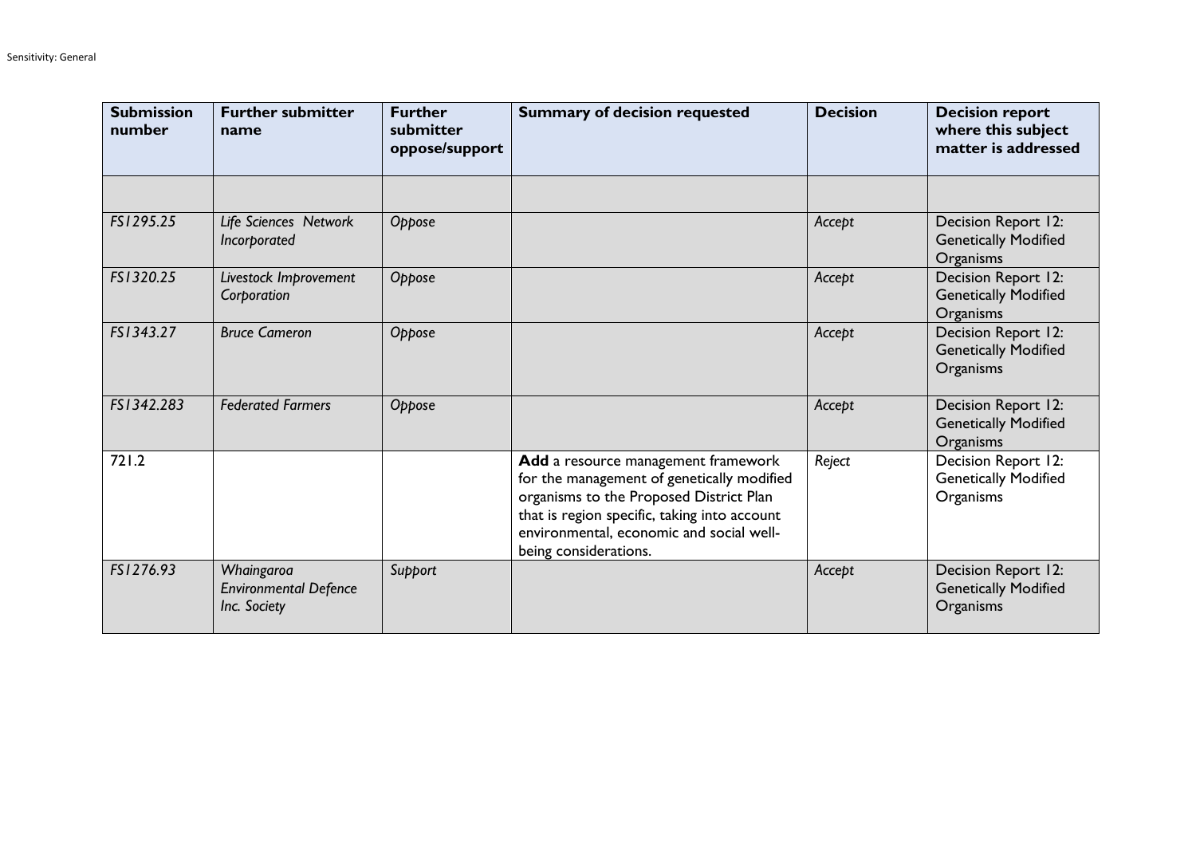| Submission number | Further submitter name | Further submitter oppose/support | Summary of decision requested | Decision | Decision report where this subject matter is addressed |
|---|---|---|---|---|---|
| | | | | | |
| *FS1295.25* | *Life Sciences Network Incorporated* | *Oppose* | | *Accept* | Decision Report 12: Genetically Modified Organisms |
| *FS1320.25* | *Livestock Improvement Corporation* | *Oppose* | | *Accept* | Decision Report 12: Genetically Modified Organisms |
| *FS1343.27* | *Bruce Cameron* | *Oppose* | | *Accept* | Decision Report 12: Genetically Modified Organisms |
| *FS1342.283* | *Federated Farmers* | *Oppose* | | *Accept* | Decision Report 12: Genetically Modified Organisms |
| 721.2 | | | **Add** a resource management framework for the management of genetically modified organisms to the Proposed District Plan that is region specific, taking into account environmental, economic and social well-being considerations. | *Reject* | Decision Report 12: Genetically Modified Organisms |
| *FS1276.93* | *Whaingaroa Environmental Defence Inc. Society* | *Support* | | *Accept* | Decision Report 12: Genetically Modified Organisms |